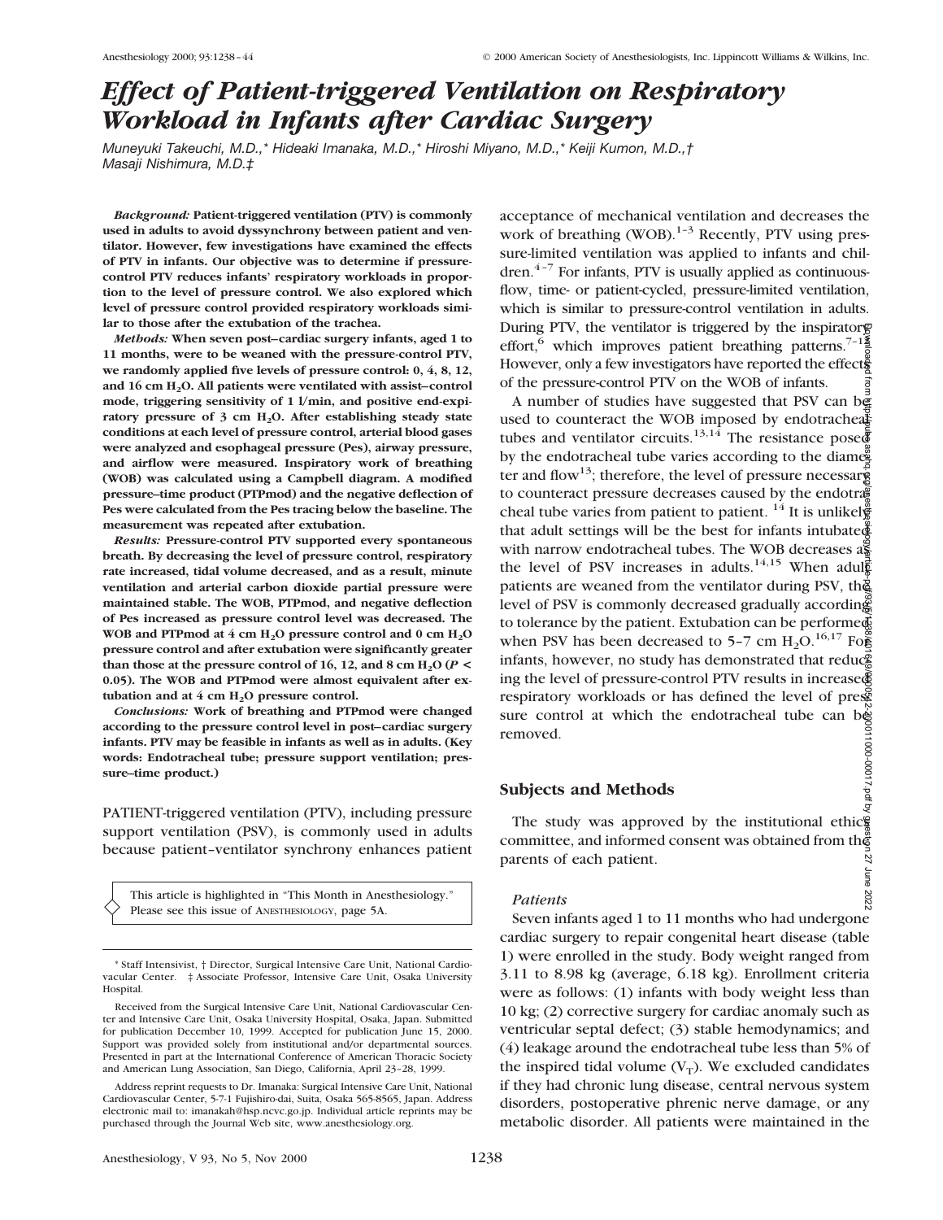# Effect of Patient-triggered Ventilation on Respiratory Workload in Infants after Cardiac Surgery

*Muneyuki Takeuchi, M.D.,\* Hideaki Imanaka, M.D.,\* Hiroshi Miyano, M.D.,\* Keiji Kumon, M.D.,† Masaji Nishimura, M.D.‡*

***Background:*** **Patient-triggered ventilation (PTV) is commonly used in adults to avoid dyssynchrony between patient and ventilator. However, few investigations have examined the effects of PTV in infants. Our objective was to determine if pressure-control PTV reduces infants' respiratory workloads in proportion to the level of pressure control. We also explored which level of pressure control provided respiratory workloads similar to those after the extubation of the trachea.**

***Methods:*** **When seven post–cardiac surgery infants, aged 1 to 11 months, were to be weaned with the pressure-control PTV, we randomly applied five levels of pressure control: 0, 4, 8, 12, and 16 cm $H_2O$. All patients were ventilated with assist–control mode, triggering sensitivity of 1 l/min, and positive end-expiratory pressure of 3 cm $H_2O$. After establishing steady state conditions at each level of pressure control, arterial blood gases were analyzed and esophageal pressure (Pes), airway pressure, and airflow were measured. Inspiratory work of breathing (WOB) was calculated using a Campbell diagram. A modified pressure–time product (PTPmod) and the negative deflection of Pes were calculated from the Pes tracing below the baseline. The measurement was repeated after extubation.**

***Results:*** **Pressure-control PTV supported every spontaneous breath. By decreasing the level of pressure control, respiratory rate increased, tidal volume decreased, and as a result, minute ventilation and arterial carbon dioxide partial pressure were maintained stable. The WOB, PTPmod, and negative deflection of Pes increased as pressure control level was decreased. The WOB and PTPmod at 4 cm $H_2O$ pressure control and 0 cm $H_2O$ pressure control and after extubation were significantly greater than those at the pressure control of 16, 12, and 8 cm $H_2O$ ($P < 0.05$). The WOB and PTPmod were almost equivalent after extubation and at 4 cm $H_2O$ pressure control.**

***Conclusions:*** **Work of breathing and PTPmod were changed according to the pressure control level in post–cardiac surgery infants. PTV may be feasible in infants as well as in adults. (Key words: Endotracheal tube; pressure support ventilation; pressure–time product.)**

PATIENT-triggered ventilation (PTV), including pressure support ventilation (PSV), is commonly used in adults because patient–ventilator synchrony enhances patient acceptance of mechanical ventilation and decreases the work of breathing (WOB).[1–3] Recently, PTV using pressure-limited ventilation was applied to infants and children.[4–7] For infants, PTV is usually applied as continuous-flow, time- or patient-cycled, pressure-limited ventilation, which is similar to pressure-control ventilation in adults. During PTV, the ventilator is triggered by the inspiratory effort,[6] which improves patient breathing patterns.[7–12] However, only a few investigators have reported the effects of the pressure-control PTV on the WOB of infants.

A number of studies have suggested that PSV can be used to counteract the WOB imposed by endotracheal tubes and ventilator circuits.[13,14] The resistance posed by the endotracheal tube varies according to the diameter and flow[13]; therefore, the level of pressure necessary to counteract pressure decreases caused by the endotracheal tube varies from patient to patient. [14] It is unlikely that adult settings will be the best for infants intubated with narrow endotracheal tubes. The WOB decreases as the level of PSV increases in adults.[14,15] When adult patients are weaned from the ventilator during PSV, the level of PSV is commonly decreased gradually according to tolerance by the patient. Extubation can be performed when PSV has been decreased to 5–7 cm $H_2O$.[16,17] For infants, however, no study has demonstrated that reducing the level of pressure-control PTV results in increased respiratory workloads or has defined the level of pressure control at which the endotracheal tube can be removed.

## Subjects and Methods

The study was approved by the institutional ethics committee, and informed consent was obtained from the parents of each patient.

### *Patients*

Seven infants aged 1 to 11 months who had undergone cardiac surgery to repair congenital heart disease (table 1) were enrolled in the study. Body weight ranged from 3.11 to 8.98 kg (average, 6.18 kg). Enrollment criteria were as follows: (1) infants with body weight less than 10 kg; (2) corrective surgery for cardiac anomaly such as ventricular septal defect; (3) stable hemodynamics; and (4) leakage around the endotracheal tube less than 5% of the inspired tidal volume ($V_T$). We excluded candidates if they had chronic lung disease, central nervous system disorders, postoperative phrenic nerve damage, or any metabolic disorder. All patients were maintained in the

This article is highlighted in "This Month in Anesthesiology." Please see this issue of ANESTHESIOLOGY, page 5A.

\* Staff Intensivist, † Director, Surgical Intensive Care Unit, National Cardiovascular Center. ‡ Associate Professor, Intensive Care Unit, Osaka University Hospital.

Received from the Surgical Intensive Care Unit, National Cardiovascular Center and Intensive Care Unit, Osaka University Hospital, Osaka, Japan. Submitted for publication December 10, 1999. Accepted for publication June 15, 2000. Support was provided solely from institutional and/or departmental sources. Presented in part at the International Conference of American Thoracic Society and American Lung Association, San Diego, California, April 23–28, 1999.

Address reprint requests to Dr. Imanaka: Surgical Intensive Care Unit, National Cardiovascular Center, 5-7-1 Fujishiro-dai, Suita, Osaka 565-8565, Japan. Address electronic mail to: imanakah@hsp.ncvc.go.jp. Individual article reprints may be purchased through the Journal Web site, www.anesthesiology.org.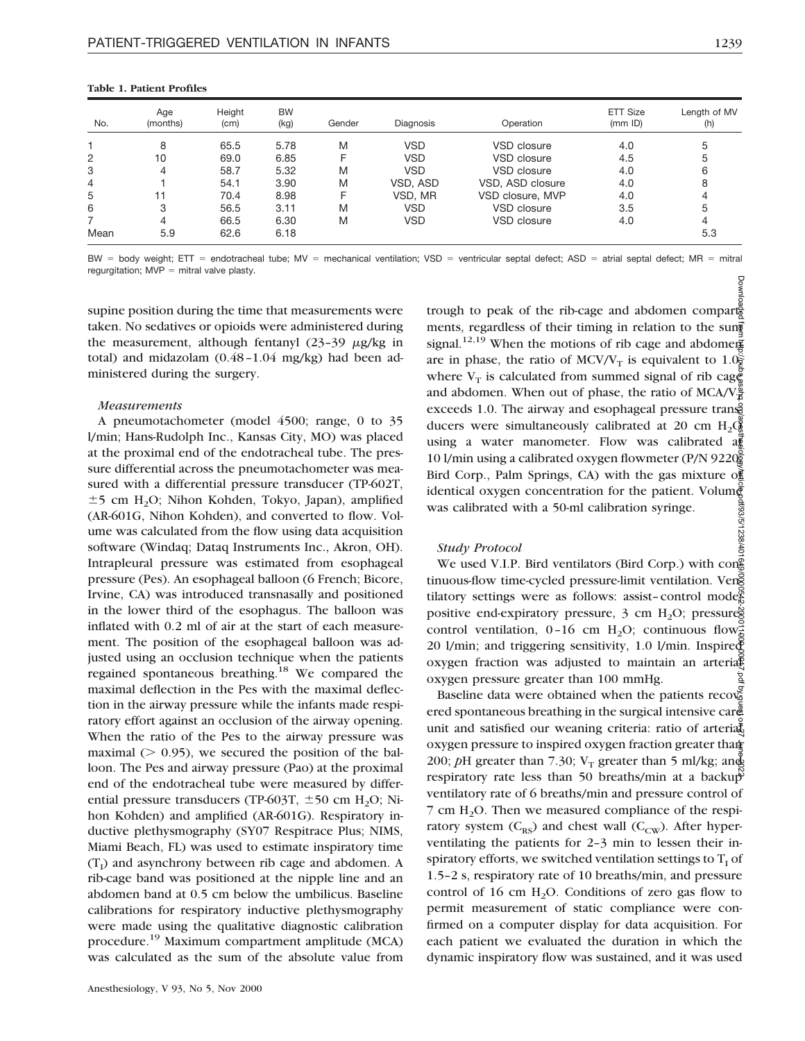**Table 1. Patient Profiles**

| No. | Age (months) | Height (cm) | BW (kg) | Gender | Diagnosis | Operation | ETT Size (mm ID) | Length of MV (h) |
|---|---|---|---|---|---|---|---|---|
| 1 | 8 | 65.5 | 5.78 | M | VSD | VSD closure | 4.0 | 5 |
| 2 | 10 | 69.0 | 6.85 | F | VSD | VSD closure | 4.5 | 5 |
| 3 | 4 | 58.7 | 5.32 | M | VSD | VSD closure | 4.0 | 6 |
| 4 | 1 | 54.1 | 3.90 | M | VSD, ASD | VSD, ASD closure | 4.0 | 8 |
| 5 | 11 | 70.4 | 8.98 | F | VSD, MR | VSD closure, MVP | 4.0 | 4 |
| 6 | 3 | 56.5 | 3.11 | M | VSD | VSD closure | 3.5 | 5 |
| 7 | 4 | 66.5 | 6.30 | M | VSD | VSD closure | 4.0 | 4 |
| Mean | 5.9 | 62.6 | 6.18 | | | | | 5.3 |

BW = body weight; ETT = endotracheal tube; MV = mechanical ventilation; VSD = ventricular septal defect; ASD = atrial septal defect; MR = mitral regurgitation; MVP = mitral valve plasty.

supine position during the time that measurements were taken. No sedatives or opioids were administered during the measurement, although fentanyl (23–39 μg/kg in total) and midazolam (0.48–1.04 mg/kg) had been administered during the surgery.

### *Measurements*

A pneumotachometer (model 4500; range, 0 to 35 l/min; Hans-Rudolph Inc., Kansas City, MO) was placed at the proximal end of the endotracheal tube. The pressure differential across the pneumotachometer was measured with a differential pressure transducer (TP-602T, ±5 cm $H_2O$; Nihon Kohden, Tokyo, Japan), amplified (AR-601G, Nihon Kohden), and converted to flow. Volume was calculated from the flow using data acquisition software (Windaq; Dataq Instruments Inc., Akron, OH). Intrapleural pressure was estimated from esophageal pressure (Pes). An esophageal balloon (6 French; Bicore, Irvine, CA) was introduced transnasally and positioned in the lower third of the esophagus. The balloon was inflated with 0.2 ml of air at the start of each measurement. The position of the esophageal balloon was adjusted using an occlusion technique when the patients regained spontaneous breathing.[18] We compared the maximal deflection in the Pes with the maximal deflection in the airway pressure while the infants made respiratory effort against an occlusion of the airway opening. When the ratio of the Pes to the airway pressure was maximal (> 0.95), we secured the position of the balloon. The Pes and airway pressure (Pao) at the proximal end of the endotracheal tube were measured by differential pressure transducers (TP-603T, ±50 cm $H_2O$; Nihon Kohden) and amplified (AR-601G). Respiratory inductive plethysmography (SY07 Respitrace Plus; NIMS, Miami Beach, FL) was used to estimate inspiratory time ($T_I$) and asynchrony between rib cage and abdomen. A rib-cage band was positioned at the nipple line and an abdomen band at 0.5 cm below the umbilicus. Baseline calibrations for respiratory inductive plethysmography were made using the qualitative diagnostic calibration procedure.[19] Maximum compartment amplitude (MCA) was calculated as the sum of the absolute value from trough to peak of the rib-cage and abdomen compartments, regardless of their timing in relation to the sum signal.[12,19] When the motions of rib cage and abdomen are in phase, the ratio of MCV/$V_T$ is equivalent to 1.0, where $V_T$ is calculated from summed signal of rib cage and abdomen. When out of phase, the ratio of MCA/$V_T$ exceeds 1.0. The airway and esophageal pressure transducers were simultaneously calibrated at 20 cm $H_2O$ using a water manometer. Flow was calibrated at 10 l/min using a calibrated oxygen flowmeter (P/N 9220; Bird Corp., Palm Springs, CA) with the gas mixture of identical oxygen concentration for the patient. Volume was calibrated with a 50-ml calibration syringe.

### *Study Protocol*

We used V.I.P. Bird ventilators (Bird Corp.) with continuous-flow time-cycled pressure-limit ventilation. Ventilatory settings were as follows: assist–control mode; positive end-expiratory pressure, 3 cm $H_2O$; pressure control ventilation, 0–16 cm $H_2O$; continuous flow, 20 l/min; and triggering sensitivity, 1.0 l/min. Inspired oxygen fraction was adjusted to maintain an arterial oxygen pressure greater than 100 mmHg.

Baseline data were obtained when the patients recovered spontaneous breathing in the surgical intensive care unit and satisfied our weaning criteria: ratio of arterial oxygen pressure to inspired oxygen fraction greater than 200; *p*H greater than 7.30; $V_T$ greater than 5 ml/kg; and respiratory rate less than 50 breaths/min at a backup ventilatory rate of 6 breaths/min and pressure control of 7 cm $H_2O$. Then we measured compliance of the respiratory system ($C_{RS}$) and chest wall ($C_{CW}$). After hyperventilating the patients for 2–3 min to lessen their inspiratory efforts, we switched ventilation settings to $T_I$ of 1.5–2 s, respiratory rate of 10 breaths/min, and pressure control of 16 cm $H_2O$. Conditions of zero gas flow to permit measurement of static compliance were confirmed on a computer display for data acquisition. For each patient we evaluated the duration in which the dynamic inspiratory flow was sustained, and it was used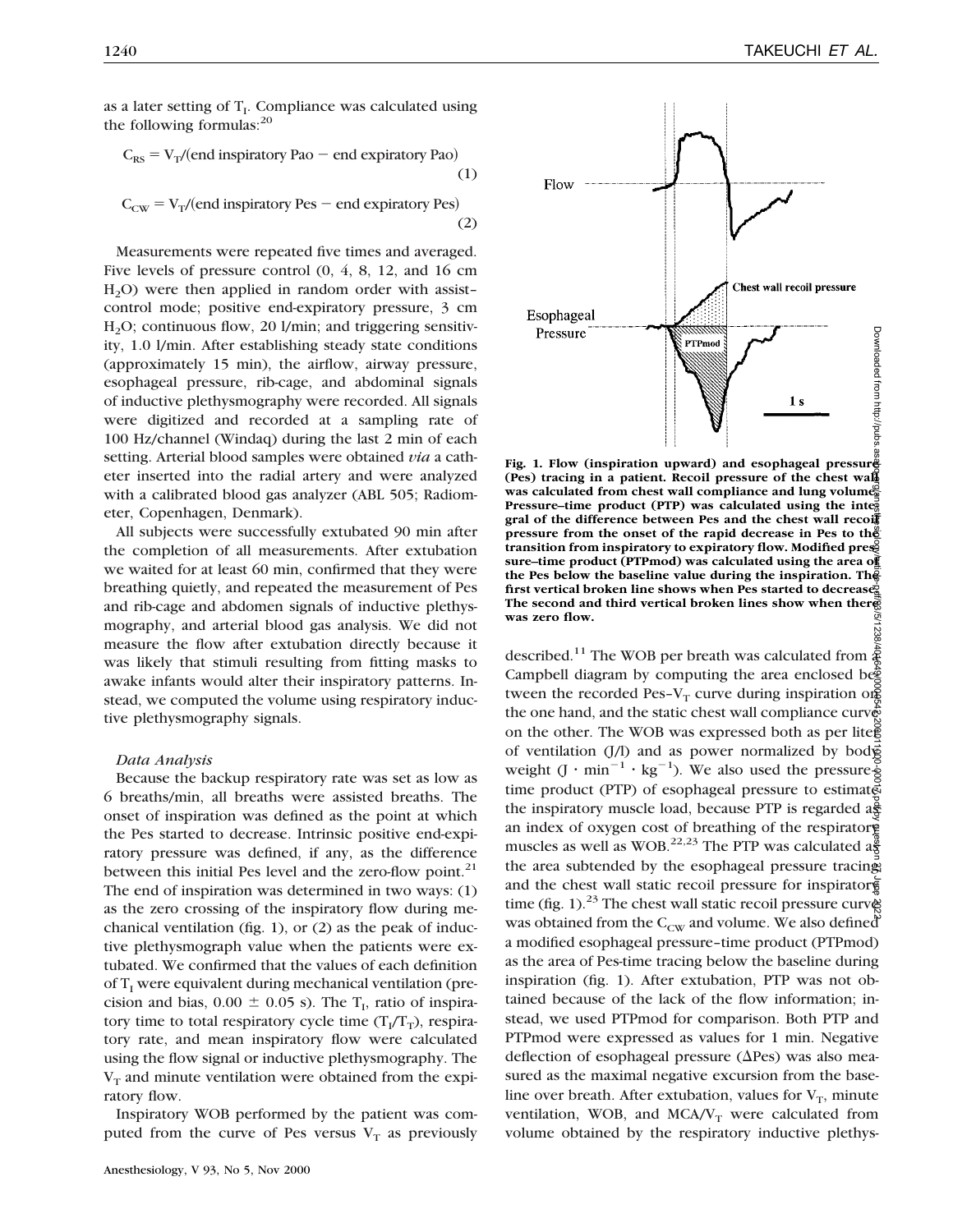as a later setting of $T_I$. Compliance was calculated using the following formulas:[20]

$$C_{RS} = V_T/(\text{end inspiratory Pao} - \text{end expiratory Pao}) \quad (1)$$

$$C_{CW} = V_T/(\text{end inspiratory Pes} - \text{end expiratory Pes}) \quad (2)$$

Measurements were repeated five times and averaged. Five levels of pressure control (0, 4, 8, 12, and 16 cm $H_2O$) were then applied in random order with assist–control mode; positive end-expiratory pressure, 3 cm $H_2O$; continuous flow, 20 l/min; and triggering sensitivity, 1.0 l/min. After establishing steady state conditions (approximately 15 min), the airflow, airway pressure, esophageal pressure, rib-cage, and abdominal signals of inductive plethysmography were recorded. All signals were digitized and recorded at a sampling rate of 100 Hz/channel (Windaq) during the last 2 min of each setting. Arterial blood samples were obtained *via* a catheter inserted into the radial artery and were analyzed with a calibrated blood gas analyzer (ABL 505; Radiometer, Copenhagen, Denmark).

All subjects were successfully extubated 90 min after the completion of all measurements. After extubation we waited for at least 60 min, confirmed that they were breathing quietly, and repeated the measurement of Pes and rib-cage and abdomen signals of inductive plethysmography, and arterial blood gas analysis. We did not measure the flow after extubation directly because it was likely that stimuli resulting from fitting masks to awake infants would alter their inspiratory patterns. Instead, we computed the volume using respiratory inductive plethysmography signals.

### *Data Analysis*

Because the backup respiratory rate was set as low as 6 breaths/min, all breaths were assisted breaths. The onset of inspiration was defined as the point at which the Pes started to decrease. Intrinsic positive end-expiratory pressure was defined, if any, as the difference between this initial Pes level and the zero-flow point.[21] The end of inspiration was determined in two ways: (1) as the zero crossing of the inspiratory flow during mechanical ventilation (fig. 1), or (2) as the peak of inductive plethysmograph value when the patients were extubated. We confirmed that the values of each definition of $T_I$ were equivalent during mechanical ventilation (precision and bias, $0.00 \pm 0.05$ s). The $T_I$, ratio of inspiratory time to total respiratory cycle time ($T_I/T_T$), respiratory rate, and mean inspiratory flow were calculated using the flow signal or inductive plethysmography. The $V_T$ and minute ventilation were obtained from the expiratory flow.

Inspiratory WOB performed by the patient was computed from the curve of Pes versus $V_T$ as previously described.[11] The WOB per breath was calculated from a Campbell diagram by computing the area enclosed between the recorded Pes–$V_T$ curve during inspiration on the one hand, and the static chest wall compliance curve on the other. The WOB was expressed both as per liter of ventilation (J/l) and as power normalized by body weight ($J \cdot min^{-1} \cdot kg^{-1}$). We also used the pressure–time product (PTP) of esophageal pressure to estimate the inspiratory muscle load, because PTP is regarded as an index of oxygen cost of breathing of the respiratory muscles as well as WOB.[22,23] The PTP was calculated as the area subtended by the esophageal pressure tracing and the chest wall static recoil pressure for inspiratory time (fig. 1).[23] The chest wall static recoil pressure curve was obtained from the $C_{CW}$ and volume. We also defined a modified esophageal pressure–time product (PTPmod) as the area of Pes-time tracing below the baseline during inspiration (fig. 1). After extubation, PTP was not obtained because of the lack of the flow information; instead, we used PTPmod for comparison. Both PTP and PTPmod were expressed as values for 1 min. Negative deflection of esophageal pressure (ΔPes) was also measured as the maximal negative excursion from the baseline over breath. After extubation, values for $V_T$, minute ventilation, WOB, and MCA/$V_T$ were calculated from volume obtained by the respiratory inductive plethys-

Flow

Esophageal Pressure

Chest wall recoil pressure

PTPmod

1 s

**Fig. 1. Flow (inspiration upward) and esophageal pressure (Pes) tracing in a patient. Recoil pressure of the chest wall was calculated from chest wall compliance and lung volume. Pressure–time product (PTP) was calculated using the integral of the difference between Pes and the chest wall recoil pressure from the onset of the rapid decrease in Pes to the transition from inspiratory to expiratory flow. Modified pressure–time product (PTPmod) was calculated using the area of the Pes below the baseline value during the inspiration. The first vertical broken line shows when Pes started to decrease. The second and third vertical broken lines show when there was zero flow.**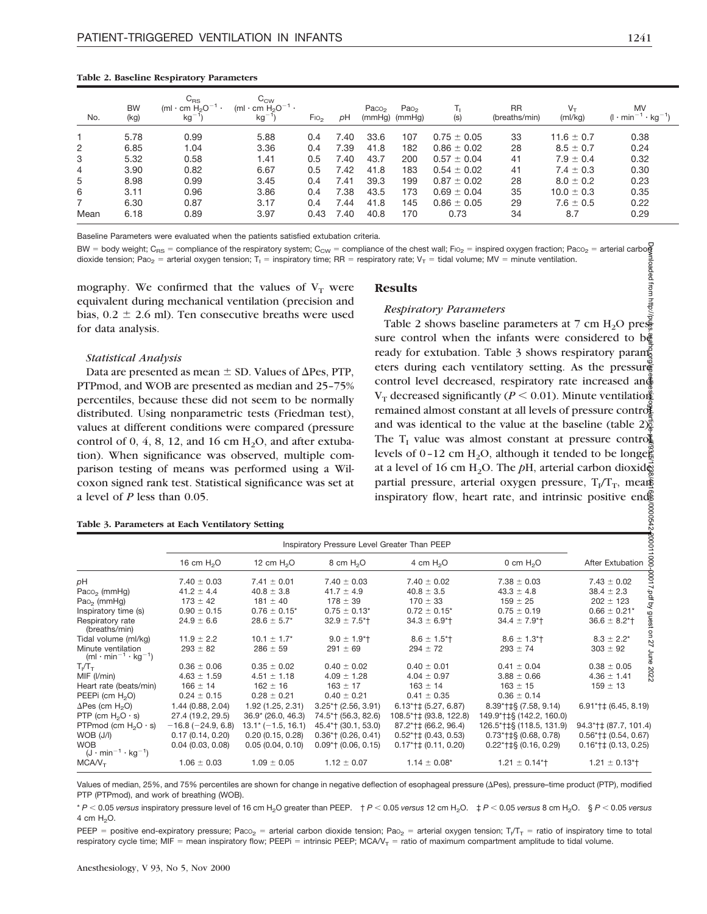**Table 2. Baseline Respiratory Parameters**

| No. | BW (kg) | $C_{RS}$ ($ml \cdot cm\ H_2O^{-1} \cdot kg^{-1}$) | $C_{CW}$ ($ml \cdot cm\ H_2O^{-1} \cdot kg^{-1}$) | $F_{IO_2}$ | pH | $Pa_{CO_2}$ (mmHg) | $Pa_{O_2}$ (mmHg) | $T_I$ (s) | RR (breaths/min) | $V_T$ (ml/kg) | MV ($l \cdot min^{-1} \cdot kg^{-1}$) |
|---|---|---|---|---|---|---|---|---|---|---|---|
| 1 | 5.78 | 0.99 | 5.88 | 0.4 | 7.40 | 33.6 | 107 | 0.75 ± 0.05 | 33 | 11.6 ± 0.7 | 0.38 |
| 2 | 6.85 | 1.04 | 3.36 | 0.4 | 7.39 | 41.8 | 182 | 0.86 ± 0.02 | 28 | 8.5 ± 0.7 | 0.24 |
| 3 | 5.32 | 0.58 | 1.41 | 0.5 | 7.40 | 43.7 | 200 | 0.57 ± 0.04 | 41 | 7.9 ± 0.4 | 0.32 |
| 4 | 3.90 | 0.82 | 6.67 | 0.5 | 7.42 | 41.8 | 183 | 0.54 ± 0.02 | 41 | 7.4 ± 0.3 | 0.30 |
| 5 | 8.98 | 0.99 | 3.45 | 0.4 | 7.41 | 39.3 | 199 | 0.87 ± 0.02 | 28 | 8.0 ± 0.2 | 0.23 |
| 6 | 3.11 | 0.96 | 3.86 | 0.4 | 7.38 | 43.5 | 173 | 0.69 ± 0.04 | 35 | 10.0 ± 0.3 | 0.35 |
| 7 | 6.30 | 0.87 | 3.17 | 0.4 | 7.44 | 41.8 | 145 | 0.86 ± 0.05 | 29 | 7.6 ± 0.5 | 0.22 |
| Mean | 6.18 | 0.89 | 3.97 | 0.43 | 7.40 | 40.8 | 170 | 0.73 | 34 | 8.7 | 0.29 |

Baseline Parameters were evaluated when the patients satisfied extubation criteria.

BW = body weight; $C_{RS}$ = compliance of the respiratory system; $C_{CW}$ = compliance of the chest wall; $F_{IO_2}$ = inspired oxygen fraction; $Pa_{CO_2}$ = arterial carbon dioxide tension; $Pa_{O_2}$ = arterial oxygen tension; $T_I$ = inspiratory time; RR = respiratory rate; $V_T$ = tidal volume; MV = minute ventilation.

mography. We confirmed that the values of $V_T$ were equivalent during mechanical ventilation (precision and bias, 0.2 ± 2.6 ml). Ten consecutive breaths were used for data analysis.

### *Statistical Analysis*

Data are presented as mean ± SD. Values of ΔPes, PTP, PTPmod, and WOB are presented as median and 25–75% percentiles, because these did not seem to be normally distributed. Using nonparametric tests (Friedman test), values at different conditions were compared (pressure control of 0, 4, 8, 12, and 16 cm $H_2O$, and after extubation). When significance was observed, multiple comparison testing of means was performed using a Wilcoxon signed rank test. Statistical significance was set at a level of *P* less than 0.05.

## Results

### *Respiratory Parameters*

Table 2 shows baseline parameters at 7 cm $H_2O$ pressure control when the infants were considered to be ready for extubation. Table 3 shows respiratory parameters during each ventilatory setting. As the pressure control level decreased, respiratory rate increased and $V_T$ decreased significantly ($P < 0.01$). Minute ventilation remained almost constant at all levels of pressure control and was identical to the value at the baseline (table 2). The $T_I$ value was almost constant at pressure control levels of 0–12 cm $H_2O$, although it tended to be longer at a level of 16 cm $H_2O$. The *p*H, arterial carbon dioxide partial pressure, arterial oxygen pressure, $T_I/T_T$, mean inspiratory flow, heart rate, and intrinsic positive end-

**Table 3. Parameters at Each Ventilatory Setting**

| | Inspiratory Pressure Level Greater Than PEEP | | | | | |
|---|---|---|---|---|---|---|
| | 16 cm $H_2O$ | 12 cm $H_2O$ | 8 cm $H_2O$ | 4 cm $H_2O$ | 0 cm $H_2O$ | After Extubation |
| pH | 7.40 ± 0.03 | 7.41 ± 0.01 | 7.40 ± 0.03 | 7.40 ± 0.02 | 7.38 ± 0.03 | 7.43 ± 0.02 |
| $Pa_{CO_2}$ (mmHg) | 41.2 ± 4.4 | 40.8 ± 3.8 | 41.7 ± 4.9 | 40.8 ± 3.5 | 43.3 ± 4.8 | 38.4 ± 2.3 |
| $Pa_{O_2}$ (mmHg) | 173 ± 42 | 181 ± 40 | 178 ± 39 | 170 ± 33 | 159 ± 25 | 202 ± 123 |
| Inspiratory time (s) | 0.90 ± 0.15 | 0.76 ± 0.15* | 0.75 ± 0.13* | 0.72 ± 0.15* | 0.75 ± 0.19 | 0.66 ± 0.21* |
| Respiratory rate (breaths/min) | 24.9 ± 6.6 | 28.6 ± 5.7* | 32.9 ± 7.5*† | 34.3 ± 6.9*† | 34.4 ± 7.9*† | 36.6 ± 8.2*† |
| Tidal volume (ml/kg) | 11.9 ± 2.2 | 10.1 ± 1.7* | 9.0 ± 1.9*† | 8.6 ± 1.5*† | 8.6 ± 1.3*† | 8.3 ± 2.2* |
| Minute ventilation ($ml \cdot min^{-1} \cdot kg^{-1}$) | 293 ± 82 | 286 ± 59 | 291 ± 69 | 294 ± 72 | 293 ± 74 | 303 ± 92 |
| $T_I/T_T$ | 0.36 ± 0.06 | 0.35 ± 0.02 | 0.40 ± 0.02 | 0.40 ± 0.01 | 0.41 ± 0.04 | 0.38 ± 0.05 |
| MIF (l/min) | 4.63 ± 1.59 | 4.51 ± 1.18 | 4.09 ± 1.28 | 4.04 ± 0.97 | 3.88 ± 0.66 | 4.36 ± 1.41 |
| Heart rate (beats/min) | 166 ± 14 | 162 ± 16 | 163 ± 17 | 163 ± 14 | 163 ± 15 | 159 ± 13 |
| PEEPi (cm $H_2O$) | 0.24 ± 0.15 | 0.28 ± 0.21 | 0.40 ± 0.21 | 0.41 ± 0.35 | 0.36 ± 0.14 | |
| ΔPes (cm $H_2O$) | 1.44 (0.88, 2.04) | 1.92 (1.25, 2.31) | 3.25*† (2.56, 3.91) | 6.13*†‡ (5.27, 6.87) | 8.39*†‡§ (7.58, 9.14) | 6.91*†‡ (6.45, 8.19) |
| PTP (cm $H_2O \cdot s$) | 27.4 (19.2, 29.5) | 36.9* (26.0, 46.3) | 74.5*† (56.3, 82.6) | 108.5*†‡ (93.8, 122.8) | 149.9*†‡§ (142.2, 160.0) | |
| PTPmod (cm $H_2O \cdot s$) | −16.8 (−24.9, 6.8) | 13.1* (−1.5, 16.1) | 45.4*† (30.1, 53.0) | 87.2*†‡ (66.2, 96.4) | 126.5*†‡§ (118.5, 131.9) | 94.3*†‡ (87.7, 101.4) |
| WOB (J/l) | 0.17 (0.14, 0.20) | 0.20 (0.15, 0.28) | 0.36*† (0.26, 0.41) | 0.52*†‡ (0.43, 0.53) | 0.73*†‡§ (0.68, 0.78) | 0.56*†‡ (0.54, 0.67) |
| WOB ($J \cdot min^{-1} \cdot kg^{-1}$) | 0.04 (0.03, 0.08) | 0.05 (0.04, 0.10) | 0.09*† (0.06, 0.15) | 0.17*†‡ (0.11, 0.20) | 0.22*†‡§ (0.16, 0.29) | 0.16*†‡ (0.13, 0.25) |
| MCA/$V_T$ | 1.06 ± 0.03 | 1.09 ± 0.05 | 1.12 ± 0.07 | 1.14 ± 0.08* | 1.21 ± 0.14*† | 1.21 ± 0.13*† |

Values of median, 25%, and 75% percentiles are shown for change in negative deflection of esophageal pressure (ΔPes), pressure–time product (PTP), modified PTP (PTPmod), and work of breathing (WOB).

* $P < 0.05$ *versus* inspiratory pressure level of 16 cm $H_2O$ greater than PEEP. † $P < 0.05$ *versus* 12 cm $H_2O$. ‡ $P < 0.05$ *versus* 8 cm $H_2O$. § $P < 0.05$ *versus* 4 cm $H_2O$.

PEEP = positive end-expiratory pressure; $Pa_{CO_2}$ = arterial carbon dioxide tension; $Pa_{O_2}$ = arterial oxygen tension; $T_I/T_T$ = ratio of inspiratory time to total respiratory cycle time; MIF = mean inspiratory flow; PEEPi = intrinsic PEEP; MCA/$V_T$ = ratio of maximum compartment amplitude to tidal volume.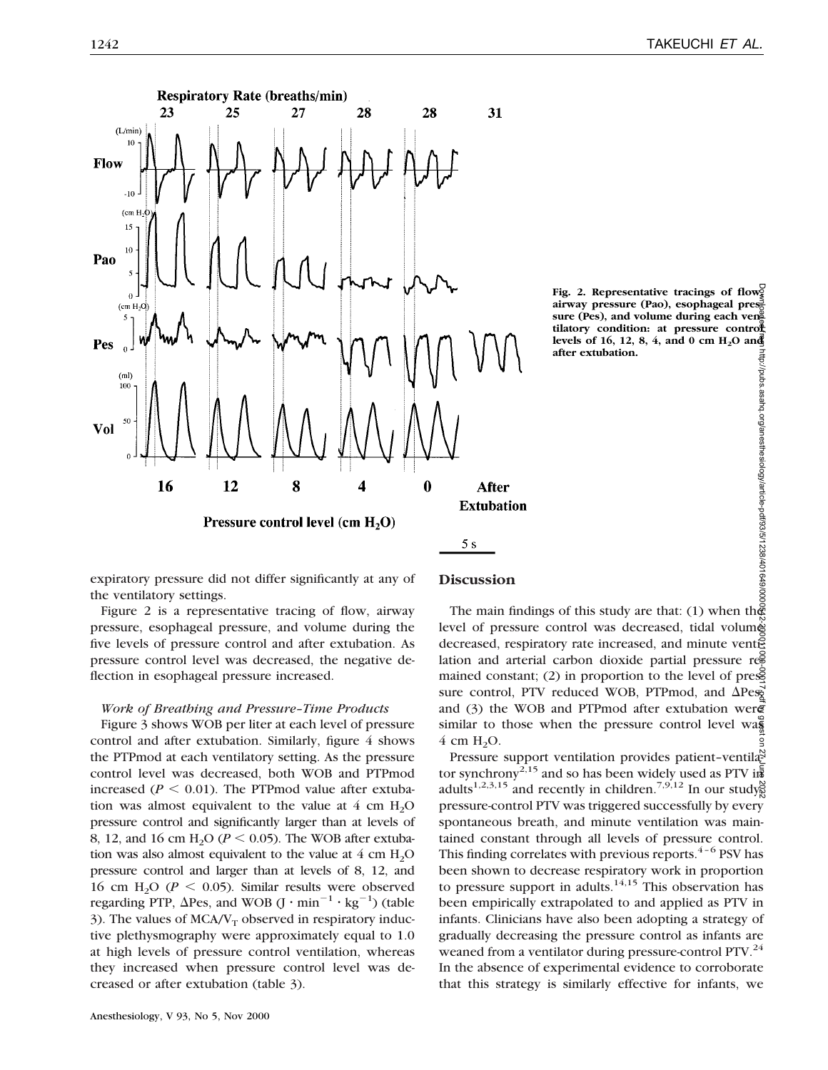Respiratory Rate (breaths/min)

23 25 27 28 28 31

Flow (L/min) 10 -10

Pao ($cm H_2O$) 15 10 5 0

Pes ($cm H_2O$) 5 0

Vol (ml) 100 50 0

16 12 8 4 0 After Extubation

Pressure control level ($cm H_2O$)

5 s

**Fig. 2. Representative tracings of flow, airway pressure (Pao), esophageal pressure (Pes), and volume during each ventilatory condition: at pressure control levels of 16, 12, 8, 4, and 0 cm $H_2O$ and after extubation.**

expiratory pressure did not differ significantly at any of the ventilatory settings.

Figure 2 is a representative tracing of flow, airway pressure, esophageal pressure, and volume during the five levels of pressure control and after extubation. As pressure control level was decreased, the negative deflection in esophageal pressure increased.

### *Work of Breathing and Pressure–Time Products*

Figure 3 shows WOB per liter at each level of pressure control and after extubation. Similarly, figure 4 shows the PTPmod at each ventilatory setting. As the pressure control level was decreased, both WOB and PTPmod increased ($P < 0.01$). The PTPmod value after extubation was almost equivalent to the value at 4 cm $H_2O$ pressure control and significantly larger than at levels of 8, 12, and 16 cm $H_2O$ ($P < 0.05$). The WOB after extubation was also almost equivalent to the value at 4 cm $H_2O$ pressure control and larger than at levels of 8, 12, and 16 cm $H_2O$ ($P < 0.05$). Similar results were observed regarding PTP, ΔPes, and WOB ($J \cdot min^{-1} \cdot kg^{-1}$) (table 3). The values of $MCA/V_T$ observed in respiratory inductive plethysmography were approximately equal to 1.0 at high levels of pressure control ventilation, whereas they increased when pressure control level was decreased or after extubation (table 3).

## Discussion

The main findings of this study are that: (1) when the level of pressure control was decreased, tidal volume decreased, respiratory rate increased, and minute ventilation and arterial carbon dioxide partial pressure remained constant; (2) in proportion to the level of pressure control, PTV reduced WOB, PTPmod, and ΔPes; and (3) the WOB and PTPmod after extubation were similar to those when the pressure control level was 4 cm $H_2O$.

Pressure support ventilation provides patient–ventilator synchrony[2,15] and so has been widely used as PTV in adults[1,2,3,15] and recently in children.[7,9,12] In our study, pressure-control PTV was triggered successfully by every spontaneous breath, and minute ventilation was maintained constant through all levels of pressure control. This finding correlates with previous reports.[4–6] PSV has been shown to decrease respiratory work in proportion to pressure support in adults.[14,15] This observation has been empirically extrapolated to and applied as PTV in infants. Clinicians have also been adopting a strategy of gradually decreasing the pressure control as infants are weaned from a ventilator during pressure-control PTV.[24] In the absence of experimental evidence to corroborate that this strategy is similarly effective for infants, we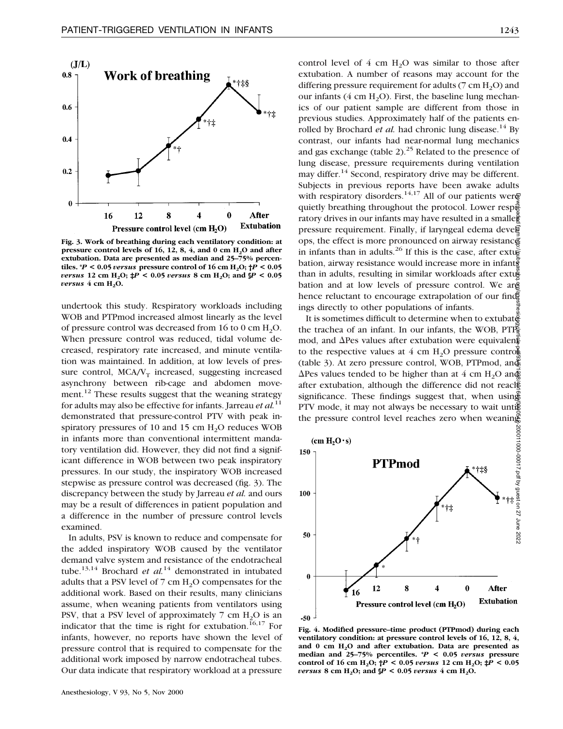(J/L)

Work of breathing

0.8

0.6

0.4

0.2

0

16 12 8 4 0 After Extubation

Pressure control level (cm $H_2O$)

*†‡§

*†‡

*†‡

*†

**Fig. 3. Work of breathing during each ventilatory condition: at pressure control levels of 16, 12, 8, 4, and 0 cm $H_2O$ and after extubation. Data are presented as median and 25–75% percentiles. \*$P < 0.05$ *versus* pressure control of 16 cm $H_2O$; †$P < 0.05$ *versus* 12 cm $H_2O$; ‡$P < 0.05$ *versus* 8 cm $H_2O$; and §$P < 0.05$ *versus* 4 cm $H_2O$.**

undertook this study. Respiratory workloads including WOB and PTPmod increased almost linearly as the level of pressure control was decreased from 16 to 0 cm $H_2O$. When pressure control was reduced, tidal volume decreased, respiratory rate increased, and minute ventilation was maintained. In addition, at low levels of pressure control, MCA/$V_T$ increased, suggesting increased asynchrony between rib-cage and abdomen movement.[12] These results suggest that the weaning strategy for adults may also be effective for infants. Jarreau *et al.*[11] demonstrated that pressure-control PTV with peak inspiratory pressures of 10 and 15 cm $H_2O$ reduces WOB in infants more than conventional intermittent mandatory ventilation did. However, they did not find a significant difference in WOB between two peak inspiratory pressures. In our study, the inspiratory WOB increased stepwise as pressure control was decreased (fig. 3). The discrepancy between the study by Jarreau *et al.* and ours may be a result of differences in patient population and a difference in the number of pressure control levels examined.

In adults, PSV is known to reduce and compensate for the added inspiratory WOB caused by the ventilator demand valve system and resistance of the endotracheal tube.[13,14] Brochard *et al.*[14] demonstrated in intubated adults that a PSV level of 7 cm $H_2O$ compensates for the additional work. Based on their results, many clinicians assume, when weaning patients from ventilators using PSV, that a PSV level of approximately 7 cm $H_2O$ is an indicator that the time is right for extubation.[16,17] For infants, however, no reports have shown the level of pressure control that is required to compensate for the additional work imposed by narrow endotracheal tubes. Our data indicate that respiratory workload at a pressure control level of 4 cm $H_2O$ was similar to those after extubation. A number of reasons may account for the differing pressure requirement for adults (7 cm $H_2O$) and our infants (4 cm $H_2O$). First, the baseline lung mechanics of our patient sample are different from those in previous studies. Approximately half of the patients enrolled by Brochard *et al.* had chronic lung disease.[14] By contrast, our infants had near-normal lung mechanics and gas exchange (table 2).[25] Related to the presence of lung disease, pressure requirements during ventilation may differ.[14] Second, respiratory drive may be different. Subjects in previous reports have been awake adults with respiratory disorders.[14,17] All of our patients were quietly breathing throughout the protocol. Lower respiratory drives in our infants may have resulted in a smaller pressure requirement. Finally, if laryngeal edema develops, the effect is more pronounced on airway resistance in infants than in adults.[26] If this is the case, after extubation, airway resistance would increase more in infants than in adults, resulting in similar workloads after extubation and at low levels of pressure control. We are hence reluctant to encourage extrapolation of our findings directly to other populations of infants.

It is sometimes difficult to determine when to extubate the trachea of an infant. In our infants, the WOB, PTPmod, and ΔPes values after extubation were equivalent to the respective values at 4 cm $H_2O$ pressure control (table 3). At zero pressure control, WOB, PTPmod, and ΔPes values tended to be higher than at 4 cm $H_2O$ and after extubation, although the difference did not reach significance. These findings suggest that, when using PTV mode, it may not always be necessary to wait until the pressure control level reaches zero when weaning

(cm $H_2O \cdot$ s)

PTPmod

150

100

50

0

-50

16 12 8 4 0 After Extubation

Pressure control level (cm $H_2O$)

*†‡§

*†‡

*†‡

*†

*

**Fig. 4. Modified pressure–time product (PTPmod) during each ventilatory condition: at pressure control levels of 16, 12, 8, 4, and 0 cm $H_2O$ and after extubation. Data are presented as median and 25–75% percentiles. \*$P < 0.05$ *versus* pressure control of 16 cm $H_2O$; †$P < 0.05$ *versus* 12 cm $H_2O$; ‡$P < 0.05$ *versus* 8 cm $H_2O$; and §$P < 0.05$ *versus* 4 cm $H_2O$.**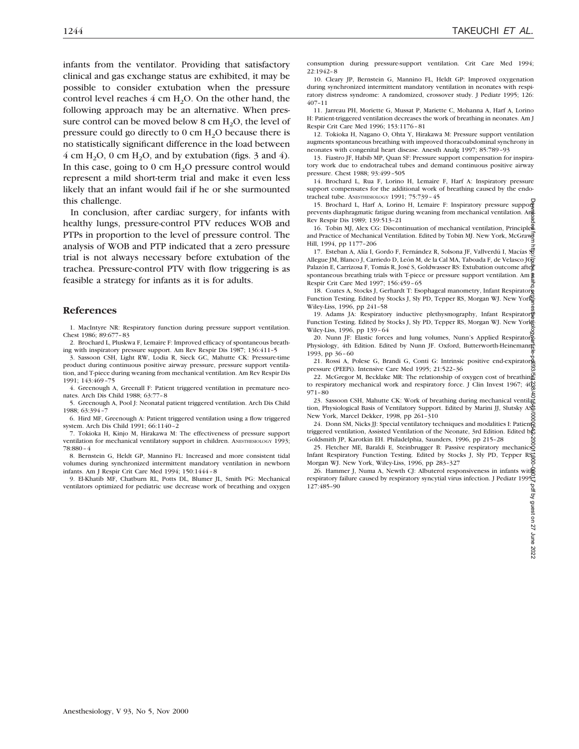infants from the ventilator. Providing that satisfactory clinical and gas exchange status are exhibited, it may be possible to consider extubation when the pressure control level reaches 4 cm $H_2O$. On the other hand, the following approach may be an alternative. When pressure control can be moved below 8 cm $H_2O$, the level of pressure could go directly to 0 cm $H_2O$ because there is no statistically significant difference in the load between 4 cm $H_2O$, 0 cm $H_2O$, and by extubation (figs. 3 and 4). In this case, going to 0 cm $H_2O$ pressure control would represent a mild short-term trial and make it even less likely that an infant would fail if he or she surmounted this challenge.

In conclusion, after cardiac surgery, for infants with healthy lungs, pressure-control PTV reduces WOB and PTPs in proportion to the level of pressure control. The analysis of WOB and PTP indicated that a zero pressure trial is not always necessary before extubation of the trachea. Pressure-control PTV with flow triggering is as feasible a strategy for infants as it is for adults.

## References

1. MacIntyre NR: Respiratory function during pressure support ventilation. Chest 1986; 89:677–83
2. Brochard L, Pluskwa F, Lemaire F: Improved efficacy of spontaneous breathing with inspiratory pressure support. Am Rev Respir Dis 1987; 136:411–5
3. Sassoon CSH, Light RW, Lodia R, Sieck GC, Mahutte CK: Pressure-time product during continuous positive airway pressure, pressure support ventilation, and T-piece during weaning from mechanical ventilation. Am Rev Respir Dis 1991; 143:469–75
4. Greenough A, Greenall F: Patient triggered ventilation in premature neonates. Arch Dis Child 1988; 63:77–8
5. Greenough A, Pool J: Neonatal patient triggered ventilation. Arch Dis Child 1988; 63:394–7
6. Hird MF, Greenough A: Patient triggered ventilation using a flow triggered system. Arch Dis Child 1991; 66:1140–2
7. Tokioka H, Kinjo M, Hirakawa M: The effectiveness of pressure support ventilation for mechanical ventilatory support in children. ANESTHESIOLOGY 1993; 78:880–4
8. Bernstein G, Heldt GP, Mannino FL: Increased and more consistent tidal volumes during synchronized intermittent mandatory ventilation in newborn infants. Am J Respir Crit Care Med 1994; 150:1444–8
9. El-Khatib MF, Chatburn RL, Potts DL, Blumer JL, Smith PG: Mechanical ventilators optimized for pediatric use decrease work of breathing and oxygen consumption during pressure-support ventilation. Crit Care Med 1994; 22:1942–8
10. Cleary JP, Bernstein G, Mannino FL, Heldt GP: Improved oxygenation during synchronized intermittent mandatory ventilation in neonates with respiratory distress syndrome: A randomized, crossover study. J Pediatr 1995; 126:407–11
11. Jarreau PH, Moriette G, Mussat P, Mariette C, Mohanna A, Harf A, Lorino H: Patient-triggered ventilation decreases the work of breathing in neonates. Am J Respir Crit Care Med 1996; 153:1176–81
12. Tokioka H, Nagano O, Ohta Y, Hirakawa M: Pressure support ventilation augments spontaneous breathing with improved thoracoabdominal synchrony in neonates with congenital heart disease. Anesth Analg 1997; 85:789–93
13. Fiastro JF, Habib MP, Quan SF: Pressure support compensation for inspiratory work due to endotracheal tubes and demand continuous positive airway pressure. Chest 1988; 93:499–505
14. Brochard L, Rua F, Lorino H, Lemaire F, Harf A: Inspiratory pressure support compensates for the additional work of breathing caused by the endotracheal tube. ANESTHESIOLOGY 1991; 75:739–45
15. Brochard L, Harf A, Lorino H, Lemaire F: Inspiratory pressure support prevents diaphragmatic fatigue during weaning from mechanical ventilation. Am Rev Respir Dis 1989; 139:513–21
16. Tobin MJ, Alex CG: Discontinuation of mechanical ventilation, Principles and Practice of Mechanical Ventilation. Edited by Tobin MJ. New York, McGraw Hill, 1994, pp 1177–206
17. Esteban A, Alía I, Gordo F, Fernández R, Solsona JF, Vallverdú I, Macías S, Allegue JM, Blanco J, Carriedo D, León M, de la Cal MA, Taboada F, de Velasco JG, Palazón E, Carrizosa F, Tomás R, José S, Goldwasser RS: Extubation outcome after spontaneous breathing trials with T-piece or pressure support ventilation. Am J Respir Crit Care Med 1997; 156:459–65
18. Coates A, Stocks J, Gerhardt T: Esophageal manometry, Infant Respiratory Function Testing. Edited by Stocks J, Sly PD, Tepper RS, Morgan WJ. New York, Wiley-Liss, 1996, pp 241–58
19. Adams JA: Respiratory inductive plethysmography, Infant Respiratory Function Testing. Edited by Stocks J, Sly PD, Tepper RS, Morgan WJ. New York, Wiley-Liss, 1996, pp 139–64
20. Nunn JF: Elastic forces and lung volumes, Nunn's Applied Respiratory Physiology, 4th Edition. Edited by Nunn JF. Oxford, Butterworth-Heinemann, 1993, pp 36–60
21. Rossi A, Polese G, Brandi G, Conti G: Intrinsic positive end-expiratory pressure (PEEPi). Intensive Care Med 1995; 21:522–36
22. McGregor M, Becklake MR: The relationship of oxygen cost of breathing to respiratory mechanical work and respiratory force. J Clin Invest 1967; 40:971–80
23. Sassoon CSH, Mahutte CK: Work of breathing during mechanical ventilation, Physiological Basis of Ventilatory Support. Edited by Marini JJ, Slutsky AS. New York, Marcel Dekker, 1998, pp 261–310
24. Donn SM, Nicks JJ: Special ventilatory techniques and modalities I: Patient-triggered ventilation, Assisted Ventilation of the Neonate, 3rd Edition. Edited by Goldsmith JP, Karotkin EH. Philadelphia, Saunders, 1996, pp 215–28
25. Fletcher ME, Baraldi E, Steinbrugger B: Passive respiratory mechanics, Infant Respiratory Function Testing. Edited by Stocks J, Sly PD, Tepper RS, Morgan WJ. New York, Wiley-Liss, 1996, pp 283–327
26. Hammer J, Numa A, Newth CJ: Albuterol responsiveness in infants with respiratory failure caused by respiratory syncytial virus infection. J Pediatr 1995; 127:485–90